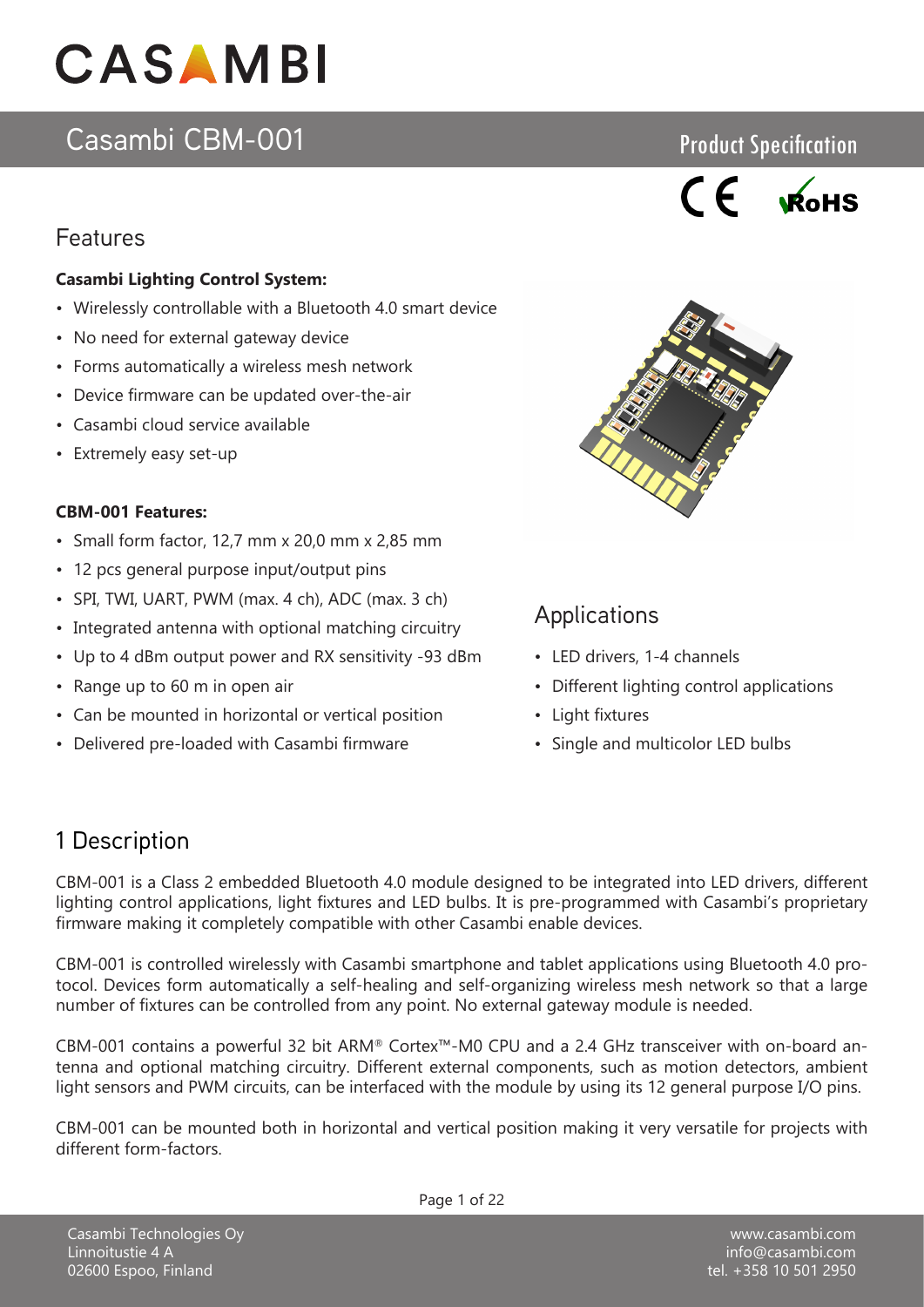# CASAMBI

## Casambi CBM-001

Product Specification

## Features

**Casambi Lighting Control System:**

- Wirelessly controllable with a Bluetooth 4.0 smart device
- No need for external gateway device
- Forms automatically a wireless mesh network
- Device firmware can be updated over-the-air
- Casambi cloud service available
- Extremely easy set-up

**CBM-001 Features:**

- Small form factor, 12,7 mm x 20,0 mm x 2,85 mm
- 12 pcs general purpose input/output pins
- SPI, TWI, UART, PWM (max. 4 ch), ADC (max. 3 ch)
- Integrated antenna with optional matching circuitry
- Up to 4 dBm output power and RX sensitivity -93 dBm
- Range up to 60 m in open air
- Can be mounted in horizontal or vertical position
- Delivered pre-loaded with Casambi firmware

## Applications

- LED drivers, 1-4 channels
- Different lighting control applications
- Light fixtures
- Single and multicolor LED bulbs

## 1 Description

CBM-001 is a Class 2 embedded Bluetooth 4.0 module designed to be integrated into LED drivers, different lighting control applications, light fixtures and LED bulbs. It is pre-programmed with Casambi's proprietary firmware making it completely compatible with other Casambi enable devices.

CBM-001 is controlled wirelessly with Casambi smartphone and tablet applications using Bluetooth 4.0 protocol. Devices form automatically a self-healing and self-organizing wireless mesh network so that a large number of fixtures can be controlled from any point. No external gateway module is needed.

CBM-001 contains a powerful 32 bit ARM® Cortex™-M0 CPU and a 2.4 GHz transceiver with on-board antenna and optional matching circuitry. Different external components, such as motion detectors, ambient light sensors and PWM circuits, can be interfaced with the module by using its 12 general purpose I/O pins.

CBM-001 can be mounted both in horizontal and vertical position making it very versatile for projects with different form-factors.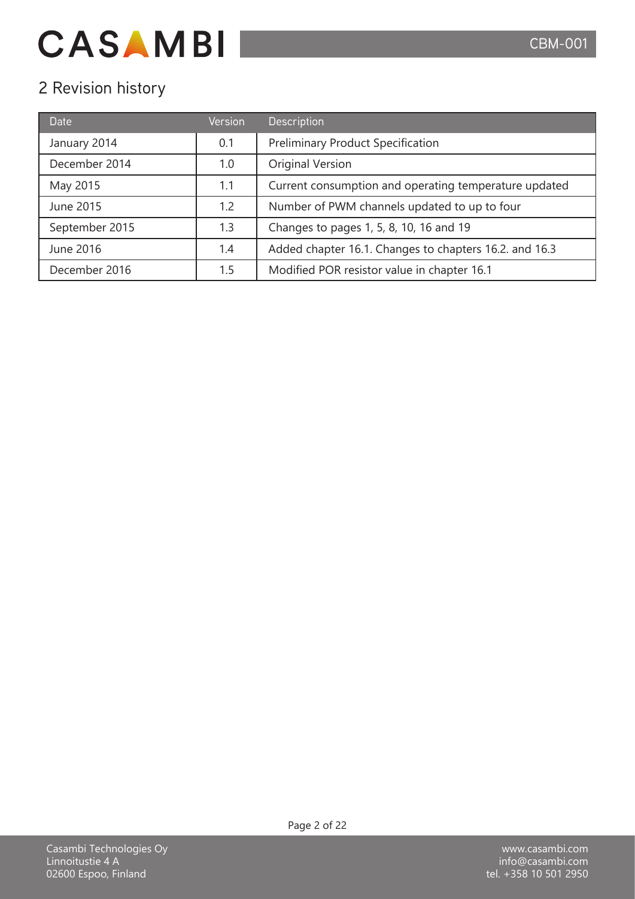## 2 Revision history

| Date | Version | Description |
|---|---|---|
| January 2014 | 0.1 | Preliminary Product Specification |
| December 2014 | 1.0 | Original Version |
| May 2015 | 1.1 | Current consumption and operating temperature updated |
| June 2015 | 1.2 | Number of PWM channels updated to up to four |
| September 2015 | 1.3 | Changes to pages 1, 5, 8, 10, 16 and 19 |
| June 2016 | 1.4 | Added chapter 16.1. Changes to chapters 16.2. and 16.3 |
| December 2016 | 1.5 | Modified POR resistor value in chapter 16.1 |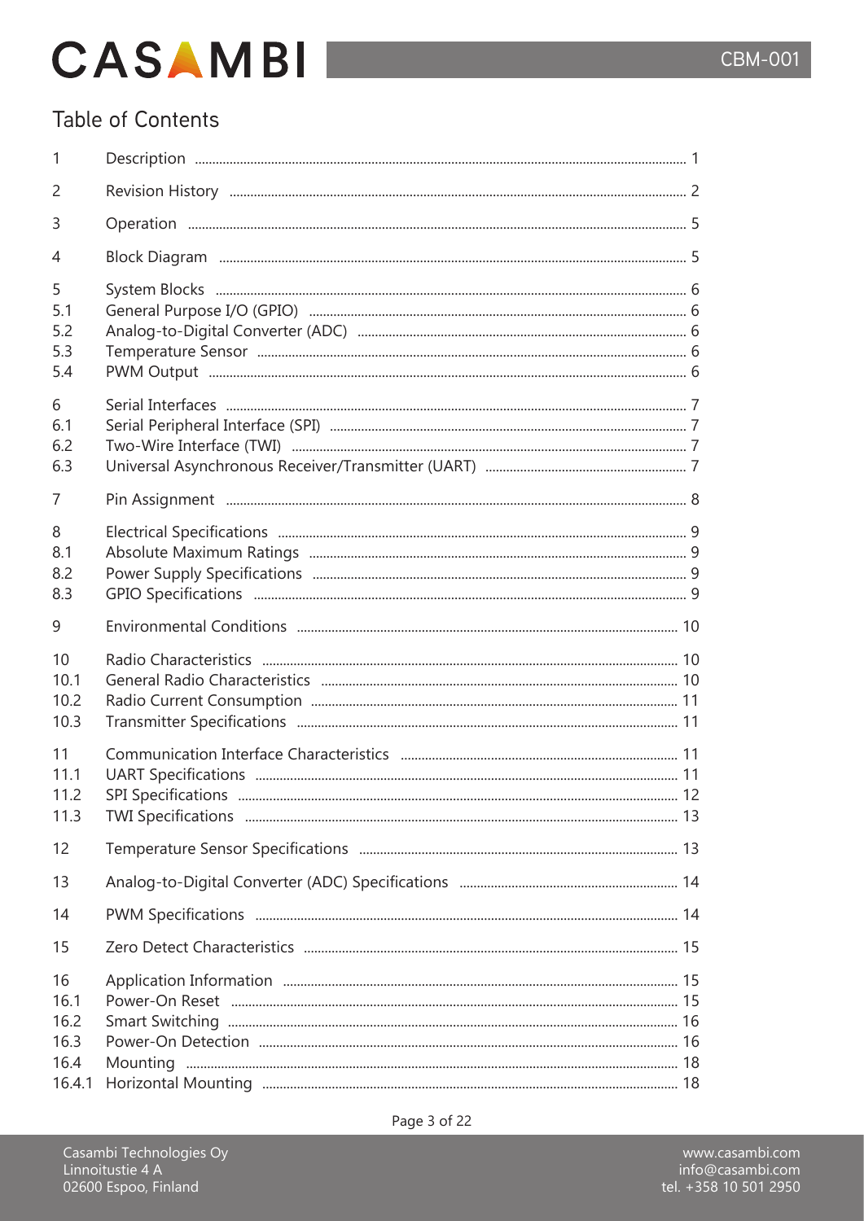## Table of Contents

| | | |
|---|---|---|
| 1 | Description | 1 |
| 2 | Revision History | 2 |
| 3 | Operation | 5 |
| 4 | Block Diagram | 5 |
| 5 | System Blocks | 6 |
| 5.1 | General Purpose I/O (GPIO) | 6 |
| 5.2 | Analog-to-Digital Converter (ADC) | 6 |
| 5.3 | Temperature Sensor | 6 |
| 5.4 | PWM Output | 6 |
| 6 | Serial Interfaces | 7 |
| 6.1 | Serial Peripheral Interface (SPI) | 7 |
| 6.2 | Two-Wire Interface (TWI) | 7 |
| 6.3 | Universal Asynchronous Receiver/Transmitter (UART) | 7 |
| 7 | Pin Assignment | 8 |
| 8 | Electrical Specifications | 9 |
| 8.1 | Absolute Maximum Ratings | 9 |
| 8.2 | Power Supply Specifications | 9 |
| 8.3 | GPIO Specifications | 9 |
| 9 | Environmental Conditions | 10 |
| 10 | Radio Characteristics | 10 |
| 10.1 | General Radio Characteristics | 10 |
| 10.2 | Radio Current Consumption | 11 |
| 10.3 | Transmitter Specifications | 11 |
| 11 | Communication Interface Characteristics | 11 |
| 11.1 | UART Specifications | 11 |
| 11.2 | SPI Specifications | 12 |
| 11.3 | TWI Specifications | 13 |
| 12 | Temperature Sensor Specifications | 13 |
| 13 | Analog-to-Digital Converter (ADC) Specifications | 14 |
| 14 | PWM Specifications | 14 |
| 15 | Zero Detect Characteristics | 15 |
| 16 | Application Information | 15 |
| 16.1 | Power-On Reset | 15 |
| 16.2 | Smart Switching | 16 |
| 16.3 | Power-On Detection | 16 |
| 16.4 | Mounting | 18 |
| 16.4.1 | Horizontal Mounting | 18 |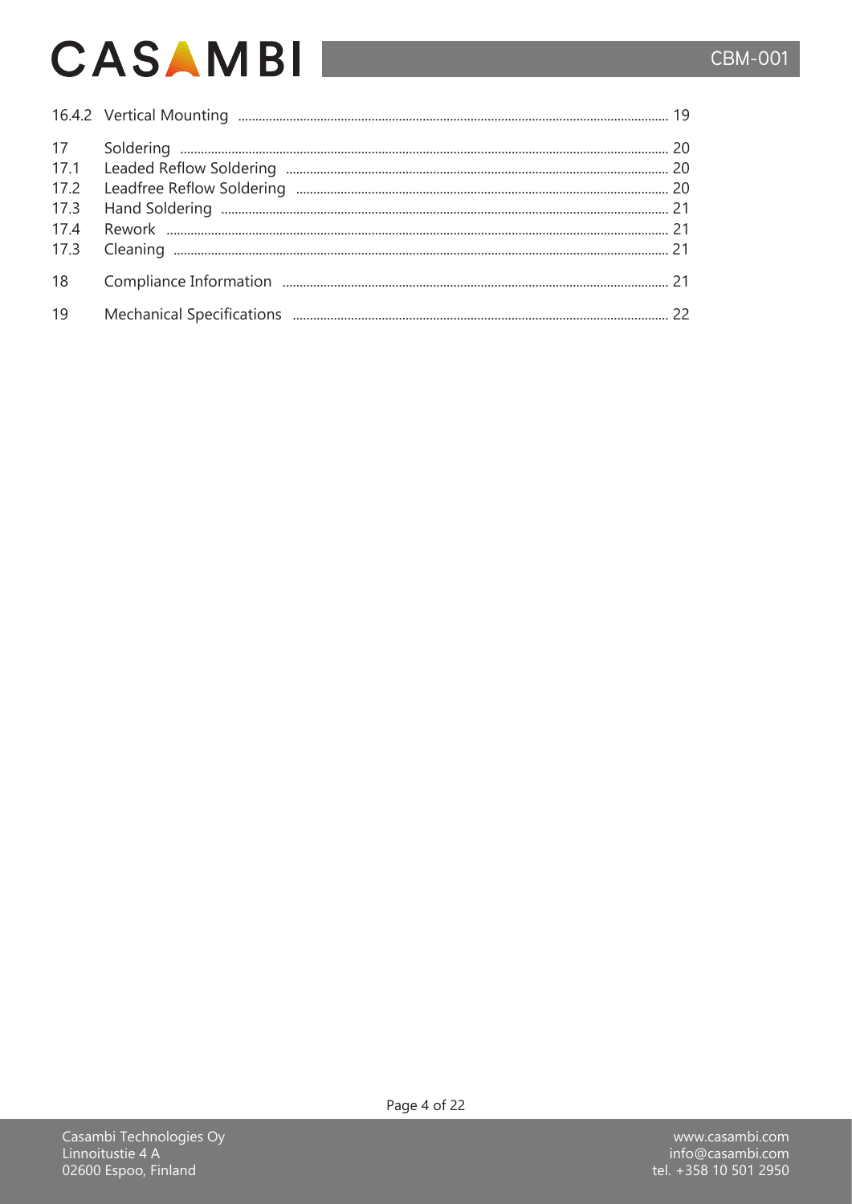| | | |
|---|---|---|
| 16.4.2 | Vertical Mounting | 19 |
| 17 | Soldering | 20 |
| 17.1 | Leaded Reflow Soldering | 20 |
| 17.2 | Leadfree Reflow Soldering | 20 |
| 17.3 | Hand Soldering | 21 |
| 17.4 | Rework | 21 |
| 17.3 | Cleaning | 21 |
| 18 | Compliance Information | 21 |
| 19 | Mechanical Specifications | 22 |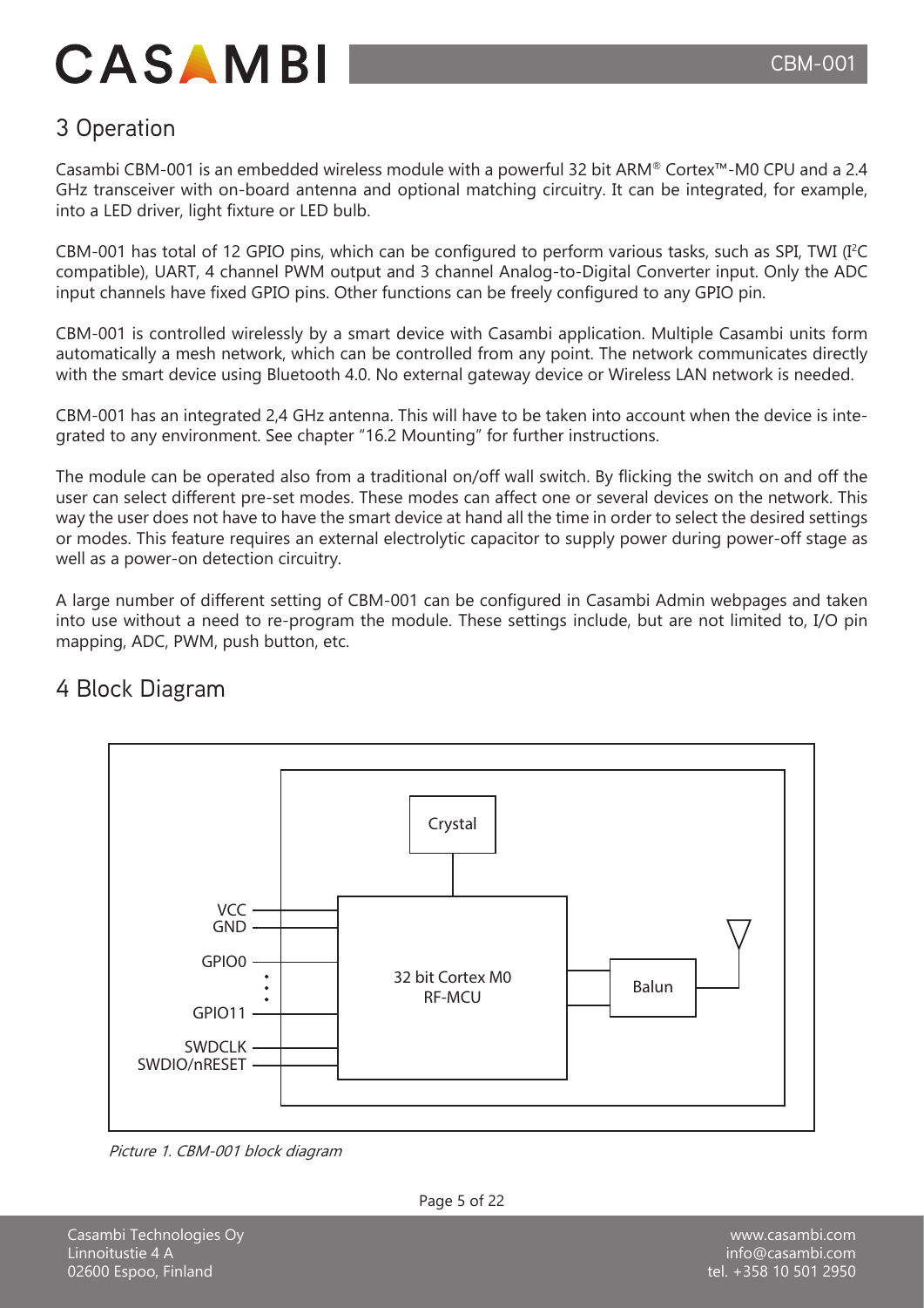## 3 Operation

Casambi CBM-001 is an embedded wireless module with a powerful 32 bit ARM® Cortex™-M0 CPU and a 2.4 GHz transceiver with on-board antenna and optional matching circuitry. It can be integrated, for example, into a LED driver, light fixture or LED bulb.

CBM-001 has total of 12 GPIO pins, which can be configured to perform various tasks, such as SPI, TWI ($I^2C$ compatible), UART, 4 channel PWM output and 3 channel Analog-to-Digital Converter input. Only the ADC input channels have fixed GPIO pins. Other functions can be freely configured to any GPIO pin.

CBM-001 is controlled wirelessly by a smart device with Casambi application. Multiple Casambi units form automatically a mesh network, which can be controlled from any point. The network communicates directly with the smart device using Bluetooth 4.0. No external gateway device or Wireless LAN network is needed.

CBM-001 has an integrated 2,4 GHz antenna. This will have to be taken into account when the device is integrated to any environment. See chapter "16.2 Mounting" for further instructions.

The module can be operated also from a traditional on/off wall switch. By flicking the switch on and off the user can select different pre-set modes. These modes can affect one or several devices on the network. This way the user does not have to have the smart device at hand all the time in order to select the desired settings or modes. This feature requires an external electrolytic capacitor to supply power during power-off stage as well as a power-on detection circuitry.

A large number of different setting of CBM-001 can be configured in Casambi Admin webpages and taken into use without a need to re-program the module. These settings include, but are not limited to, I/O pin mapping, ADC, PWM, push button, etc.

## 4 Block Diagram

Crystal

VCC
GND
GPIO0
GPIO11
SWDCLK
SWDIO/nRESET

32 bit Cortex M0
RF-MCU

Balun

*Picture 1. CBM-001 block diagram*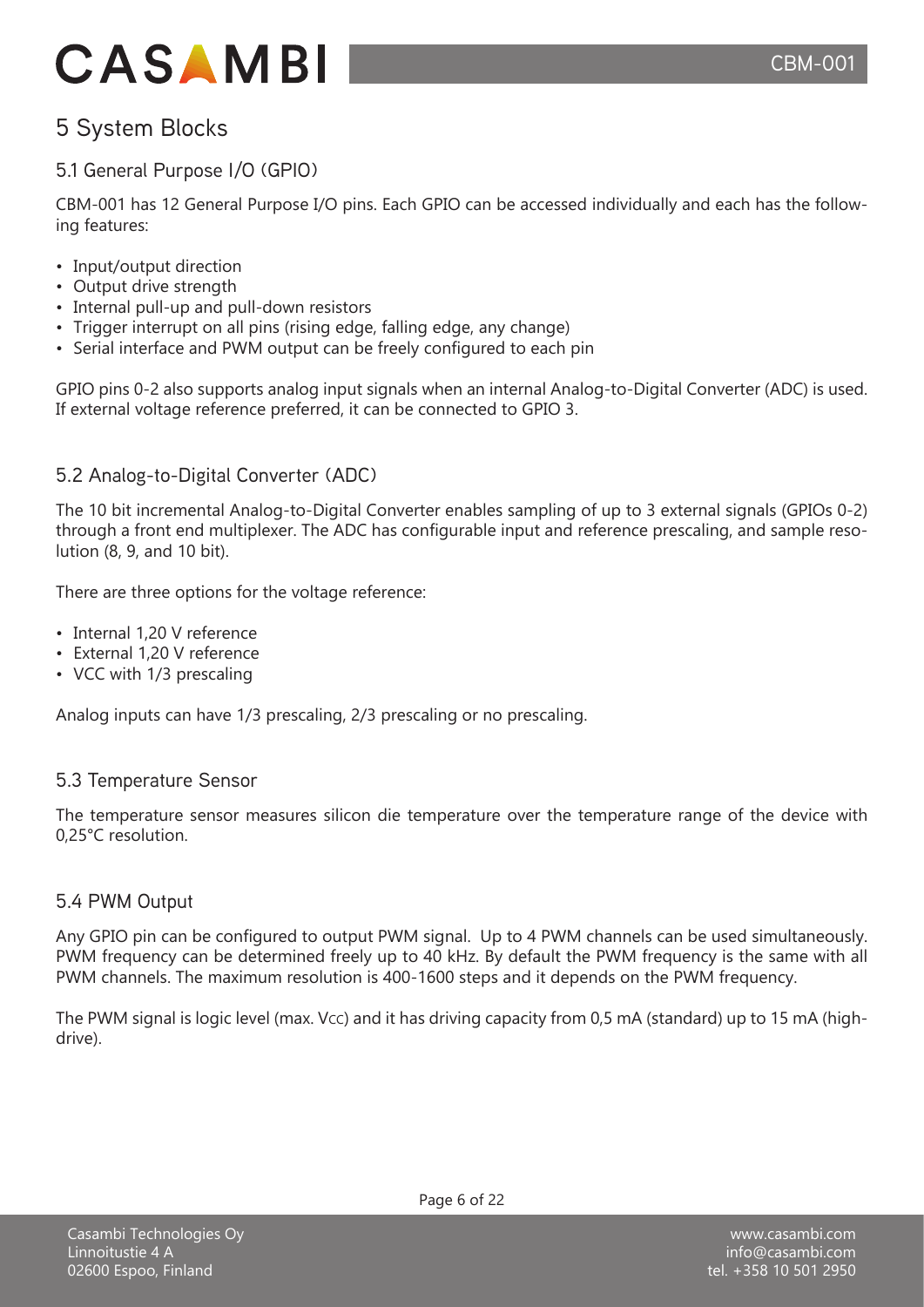# 5 System Blocks

## 5.1 General Purpose I/O (GPIO)

CBM-001 has 12 General Purpose I/O pins. Each GPIO can be accessed individually and each has the following features:

- Input/output direction
- Output drive strength
- Internal pull-up and pull-down resistors
- Trigger interrupt on all pins (rising edge, falling edge, any change)
- Serial interface and PWM output can be freely configured to each pin

GPIO pins 0-2 also supports analog input signals when an internal Analog-to-Digital Converter (ADC) is used. If external voltage reference preferred, it can be connected to GPIO 3.

## 5.2 Analog-to-Digital Converter (ADC)

The 10 bit incremental Analog-to-Digital Converter enables sampling of up to 3 external signals (GPIOs 0-2) through a front end multiplexer. The ADC has configurable input and reference prescaling, and sample resolution (8, 9, and 10 bit).

There are three options for the voltage reference:

- Internal 1,20 V reference
- External 1,20 V reference
- VCC with 1/3 prescaling

Analog inputs can have 1/3 prescaling, 2/3 prescaling or no prescaling.

## 5.3 Temperature Sensor

The temperature sensor measures silicon die temperature over the temperature range of the device with 0,25°C resolution.

## 5.4 PWM Output

Any GPIO pin can be configured to output PWM signal. Up to 4 PWM channels can be used simultaneously. PWM frequency can be determined freely up to 40 kHz. By default the PWM frequency is the same with all PWM channels. The maximum resolution is 400-1600 steps and it depends on the PWM frequency.

The PWM signal is logic level (max. $V_{CC}$) and it has driving capacity from 0,5 mA (standard) up to 15 mA (high-drive).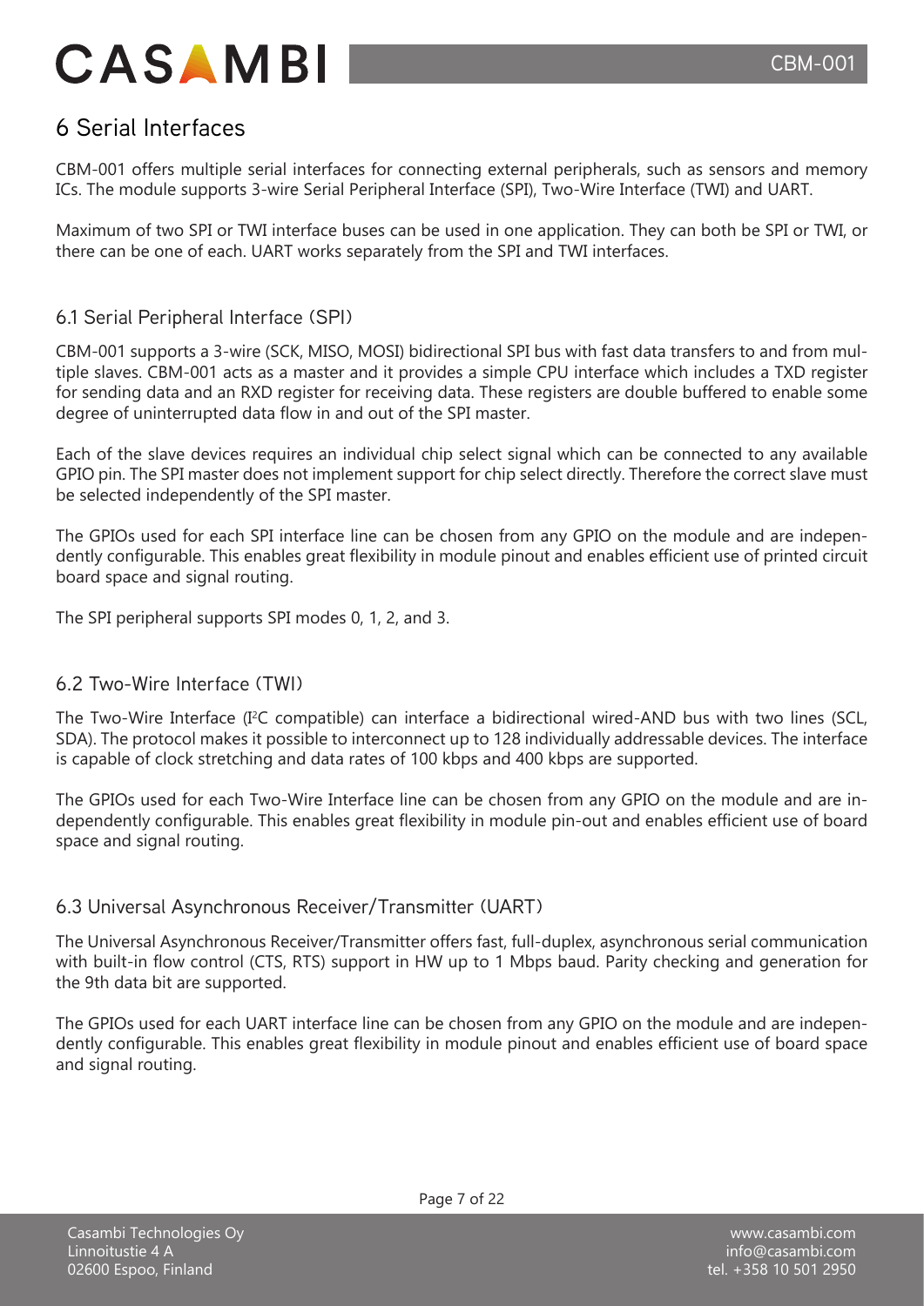# 6 Serial Interfaces

CBM-001 offers multiple serial interfaces for connecting external peripherals, such as sensors and memory ICs. The module supports 3-wire Serial Peripheral Interface (SPI), Two-Wire Interface (TWI) and UART.

Maximum of two SPI or TWI interface buses can be used in one application. They can both be SPI or TWI, or there can be one of each. UART works separately from the SPI and TWI interfaces.

## 6.1 Serial Peripheral Interface (SPI)

CBM-001 supports a 3-wire (SCK, MISO, MOSI) bidirectional SPI bus with fast data transfers to and from multiple slaves. CBM-001 acts as a master and it provides a simple CPU interface which includes a TXD register for sending data and an RXD register for receiving data. These registers are double buffered to enable some degree of uninterrupted data flow in and out of the SPI master.

Each of the slave devices requires an individual chip select signal which can be connected to any available GPIO pin. The SPI master does not implement support for chip select directly. Therefore the correct slave must be selected independently of the SPI master.

The GPIOs used for each SPI interface line can be chosen from any GPIO on the module and are independently configurable. This enables great flexibility in module pinout and enables efficient use of printed circuit board space and signal routing.

The SPI peripheral supports SPI modes 0, 1, 2, and 3.

## 6.2 Two-Wire Interface (TWI)

The Two-Wire Interface (I$^2$C compatible) can interface a bidirectional wired-AND bus with two lines (SCL, SDA). The protocol makes it possible to interconnect up to 128 individually addressable devices. The interface is capable of clock stretching and data rates of 100 kbps and 400 kbps are supported.

The GPIOs used for each Two-Wire Interface line can be chosen from any GPIO on the module and are independently configurable. This enables great flexibility in module pin-out and enables efficient use of board space and signal routing.

## 6.3 Universal Asynchronous Receiver/Transmitter (UART)

The Universal Asynchronous Receiver/Transmitter offers fast, full-duplex, asynchronous serial communication with built-in flow control (CTS, RTS) support in HW up to 1 Mbps baud. Parity checking and generation for the 9th data bit are supported.

The GPIOs used for each UART interface line can be chosen from any GPIO on the module and are independently configurable. This enables great flexibility in module pinout and enables efficient use of board space and signal routing.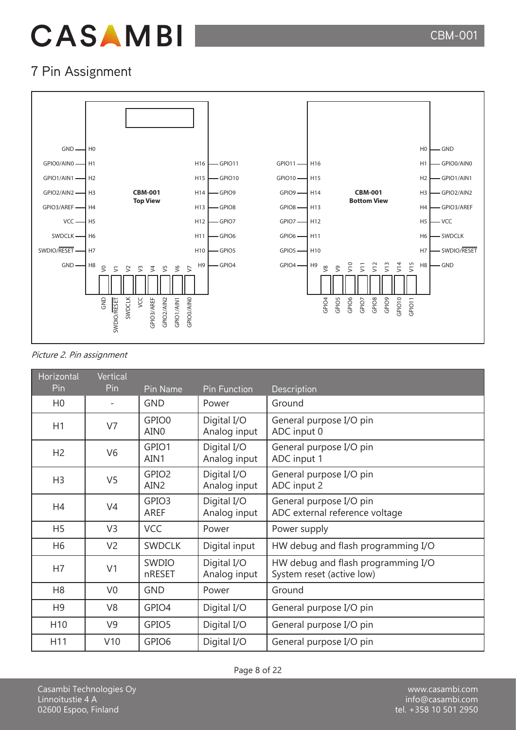# 7 Pin Assignment

*Picture 2. Pin assignment*

| Horizontal Pin | Vertical Pin | Pin Name | Pin Function | Description |
|---|---|---|---|---|
| H0 | - | GND | Power | Ground |
| H1 | V7 | GPIO0<br>AIN0 | Digital I/O<br>Analog input | General purpose I/O pin<br>ADC input 0 |
| H2 | V6 | GPIO1<br>AIN1 | Digital I/O<br>Analog input | General purpose I/O pin<br>ADC input 1 |
| H3 | V5 | GPIO2<br>AIN2 | Digital I/O<br>Analog input | General purpose I/O pin<br>ADC input 2 |
| H4 | V4 | GPIO3<br>AREF | Digital I/O<br>Analog input | General purpose I/O pin<br>ADC external reference voltage |
| H5 | V3 | VCC | Power | Power supply |
| H6 | V2 | SWDCLK | Digital input | HW debug and flash programming I/O |
| H7 | V1 | SWDIO<br>nRESET | Digital I/O<br>Analog input | HW debug and flash programming I/O<br>System reset (active low) |
| H8 | V0 | GND | Power | Ground |
| H9 | V8 | GPIO4 | Digital I/O | General purpose I/O pin |
| H10 | V9 | GPIO5 | Digital I/O | General purpose I/O pin |
| H11 | V10 | GPIO6 | Digital I/O | General purpose I/O pin |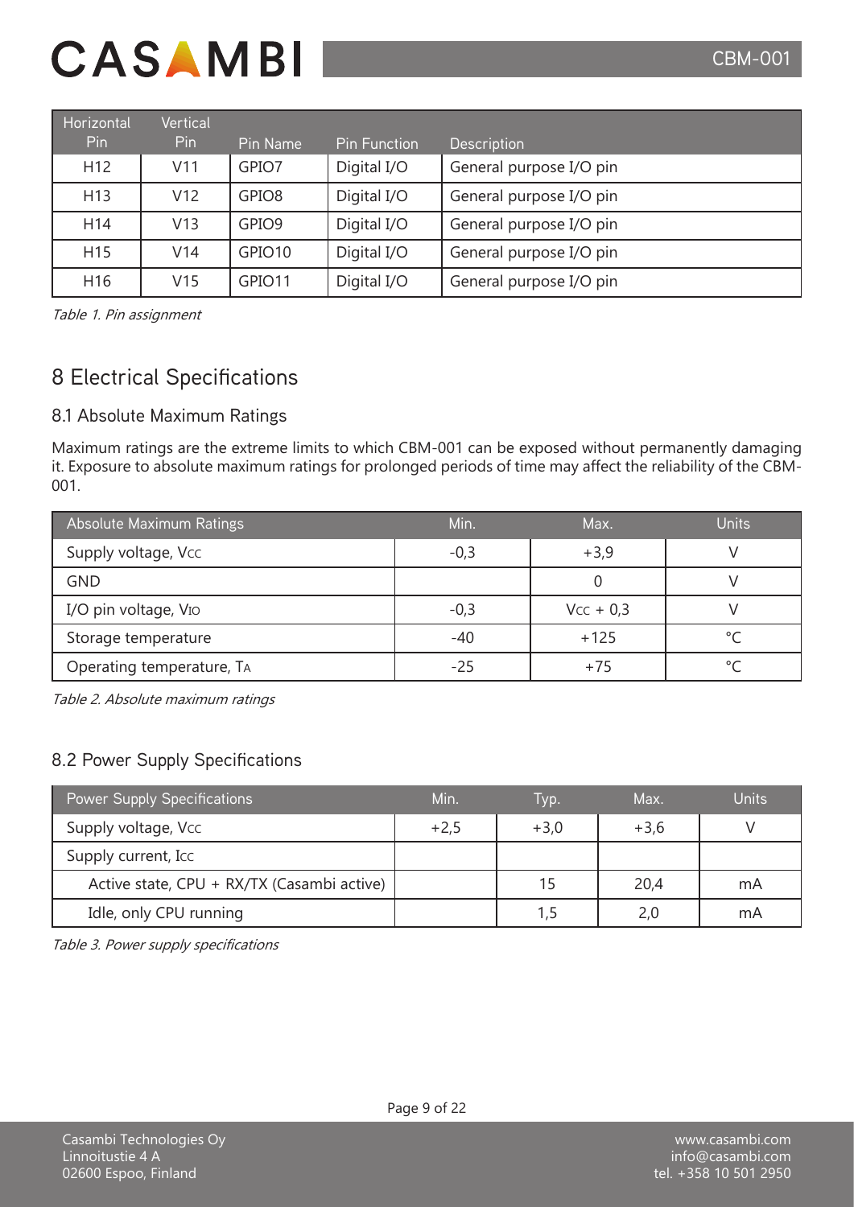| Horizontal Pin | Vertical Pin | Pin Name | Pin Function | Description |
|---|---|---|---|---|
| H12 | V11 | GPIO7 | Digital I/O | General purpose I/O pin |
| H13 | V12 | GPIO8 | Digital I/O | General purpose I/O pin |
| H14 | V13 | GPIO9 | Digital I/O | General purpose I/O pin |
| H15 | V14 | GPIO10 | Digital I/O | General purpose I/O pin |
| H16 | V15 | GPIO11 | Digital I/O | General purpose I/O pin |

*Table 1. Pin assignment*

## 8 Electrical Specifications

### 8.1 Absolute Maximum Ratings

Maximum ratings are the extreme limits to which CBM-001 can be exposed without permanently damaging it. Exposure to absolute maximum ratings for prolonged periods of time may affect the reliability of the CBM-001.

| Absolute Maximum Ratings | Min. | Max. | Units |
|---|---|---|---|
| Supply voltage, $V_{CC}$ | -0,3 | +3,9 | V |
| GND | | 0 | V |
| I/O pin voltage, $V_{IO}$ | -0,3 | $V_{CC}$ + 0,3 | V |
| Storage temperature | -40 | +125 | °C |
| Operating temperature, $T_A$ | -25 | +75 | °C |

*Table 2. Absolute maximum ratings*

### 8.2 Power Supply Specifications

| Power Supply Specifications | Min. | Typ. | Max. | Units |
|---|---|---|---|---|
| Supply voltage, $V_{CC}$ | +2,5 | +3,0 | +3,6 | V |
| Supply current, $I_{CC}$ | | | | |
| Active state, CPU + RX/TX (Casambi active) | | 15 | 20,4 | mA |
| Idle, only CPU running | | 1,5 | 2,0 | mA |

*Table 3. Power supply specifications*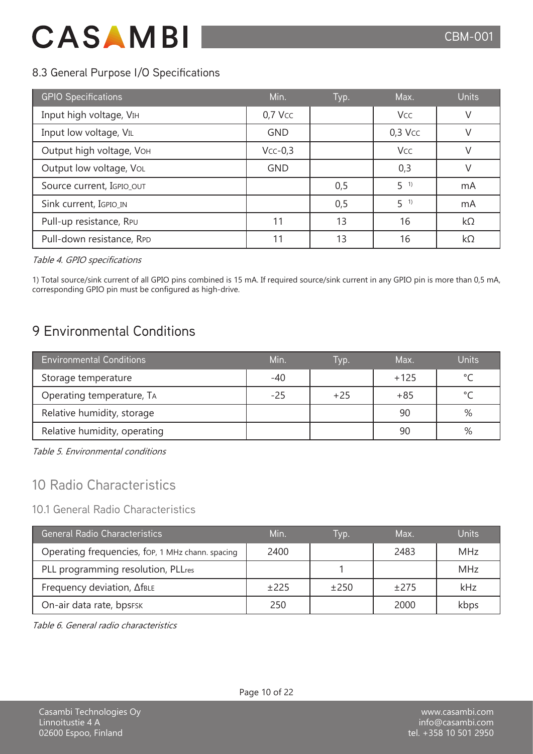## 8.3 General Purpose I/O Specifications

| GPIO Specifications | Min. | Typ. | Max. | Units |
|---|---|---|---|---|
| Input high voltage, $V_{IH}$ | 0,7 $V_{CC}$ | | $V_{CC}$ | V |
| Input low voltage, $V_{IL}$ | GND | | 0,3 $V_{CC}$ | V |
| Output high voltage, $V_{OH}$ | $V_{CC}$-0,3 | | $V_{CC}$ | V |
| Output low voltage, $V_{OL}$ | GND | | 0,3 | V |
| Source current, $I_{GPIO\_OUT}$ | | 0,5 | 5 [1)] | mA |
| Sink current, $I_{GPIO\_IN}$ | | 0,5 | 5 [1)] | mA |
| Pull-up resistance, $R_{PU}$ | 11 | 13 | 16 | kΩ |
| Pull-down resistance, $R_{PD}$ | 11 | 13 | 16 | kΩ |

*Table 4. GPIO specifications*

1) Total source/sink current of all GPIO pins combined is 15 mA. If required source/sink current in any GPIO pin is more than 0,5 mA, corresponding GPIO pin must be configured as high-drive.

# 9 Environmental Conditions

| Environmental Conditions | Min. | Typ. | Max. | Units |
|---|---|---|---|---|
| Storage temperature | -40 | | +125 | °C |
| Operating temperature, $T_A$ | -25 | +25 | +85 | °C |
| Relative humidity, storage | | | 90 | % |
| Relative humidity, operating | | | 90 | % |

*Table 5. Environmental conditions*

# 10 Radio Characteristics

## 10.1 General Radio Characteristics

| General Radio Characteristics | Min. | Typ. | Max. | Units |
|---|---|---|---|---|
| Operating frequencies, $f_{OP}$, 1 MHz chann. spacing | 2400 | | 2483 | MHz |
| PLL programming resolution, $PLL_{res}$ | | 1 | | MHz |
| Frequency deviation, $\Delta f_{BLE}$ | ±225 | ±250 | ±275 | kHz |
| On-air data rate, $bps_{FSK}$ | 250 | | 2000 | kbps |

*Table 6. General radio characteristics*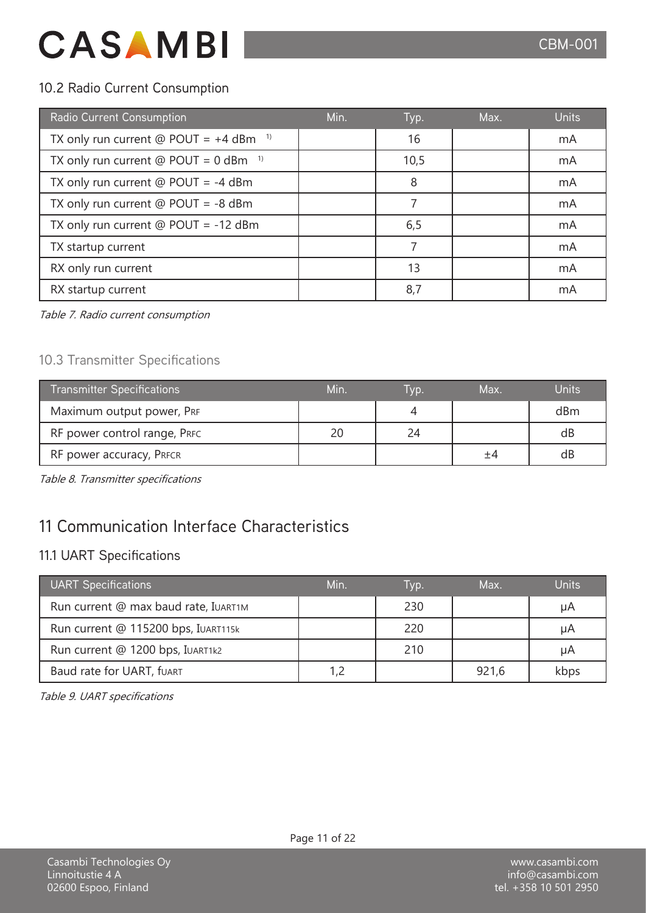## 10.2 Radio Current Consumption

| Radio Current Consumption | Min. | Typ. | Max. | Units |
|---|---|---|---|---|
| TX only run current @ POUT = +4 dBm [1)] | | 16 | | mA |
| TX only run current @ POUT = 0 dBm [1)] | | 10,5 | | mA |
| TX only run current @ POUT = -4 dBm | | 8 | | mA |
| TX only run current @ POUT = -8 dBm | | 7 | | mA |
| TX only run current @ POUT = -12 dBm | | 6,5 | | mA |
| TX startup current | | 7 | | mA |
| RX only run current | | 13 | | mA |
| RX startup current | | 8,7 | | mA |

*Table 7. Radio current consumption*

## 10.3 Transmitter Specifications

| Transmitter Specifications | Min. | Typ. | Max. | Units |
|---|---|---|---|---|
| Maximum output power, $P_{RF}$ | | 4 | | dBm |
| RF power control range, $P_{RFC}$ | 20 | 24 | | dB |
| RF power accuracy, $P_{RFCR}$ | | | ±4 | dB |

*Table 8. Transmitter specifications*

# 11 Communication Interface Characteristics

## 11.1 UART Specifications

| UART Specifications | Min. | Typ. | Max. | Units |
|---|---|---|---|---|
| Run current @ max baud rate, $I_{UART1M}$ | | 230 | | μA |
| Run current @ 115200 bps, $I_{UART115k}$ | | 220 | | μA |
| Run current @ 1200 bps, $I_{UART1k2}$ | | 210 | | μA |
| Baud rate for UART, $f_{UART}$ | 1,2 | | 921,6 | kbps |

*Table 9. UART specifications*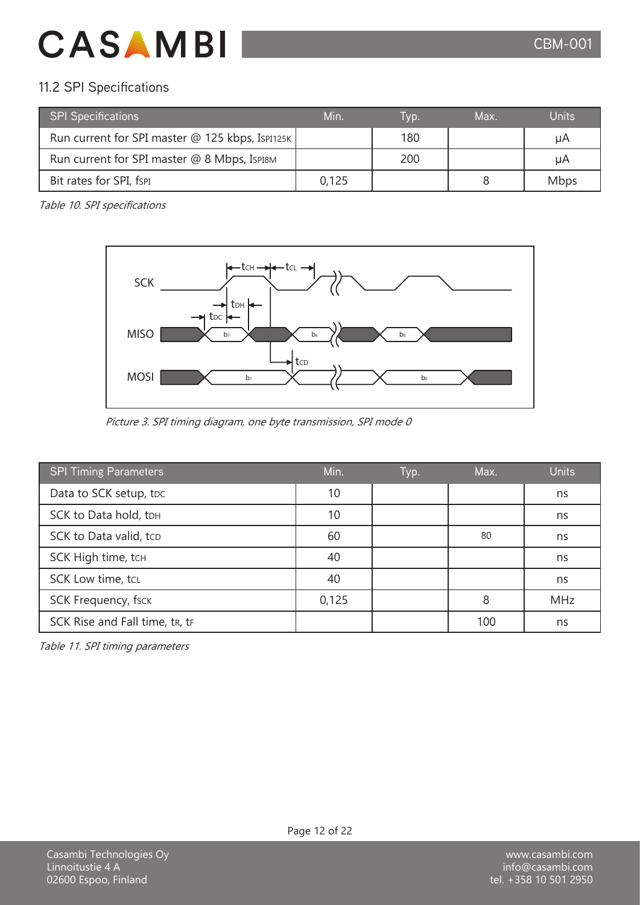## 11.2 SPI Specifications

| SPI Specifications | Min. | Typ. | Max. | Units |
|---|---|---|---|---|
| Run current for SPI master @ 125 kbps, $I_{SPI125K}$ | | 180 | | µA |
| Run current for SPI master @ 8 Mbps, $I_{SPI8M}$ | | 200 | | µA |
| Bit rates for SPI, $f_{SPI}$ | 0,125 | | 8 | Mbps |

*Table 10. SPI specifications*

*Picture 3. SPI timing diagram, one byte transmission, SPI mode 0*

| SPI Timing Parameters | Min. | Typ. | Max. | Units |
|---|---|---|---|---|
| Data to SCK setup, $t_{DC}$ | 10 | | | ns |
| SCK to Data hold, $t_{DH}$ | 10 | | | ns |
| SCK to Data valid, $t_{CD}$ | 60 | | 80 | ns |
| SCK High time, $t_{CH}$ | 40 | | | ns |
| SCK Low time, $t_{CL}$ | 40 | | | ns |
| SCK Frequency, $f_{SCK}$ | 0,125 | | 8 | MHz |
| SCK Rise and Fall time, $t_R$, $t_F$ | | | 100 | ns |

*Table 11. SPI timing parameters*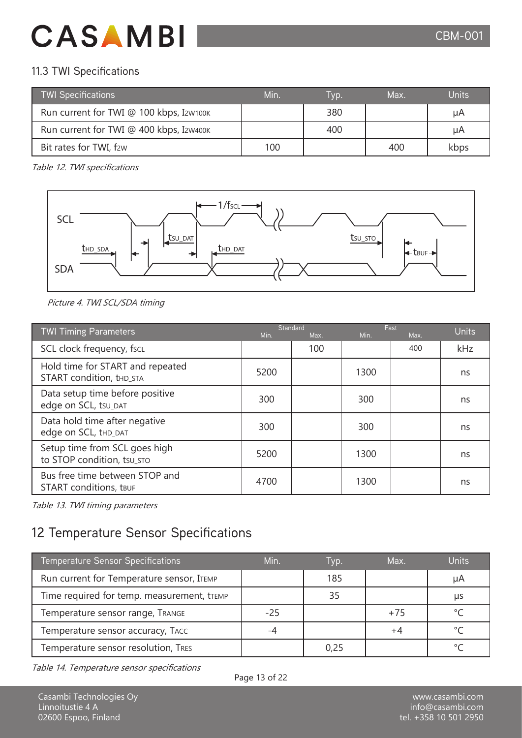## 11.3 TWI Specifications

| TWI Specifications | Min. | Typ. | Max. | Units |
|---|---|---|---|---|
| Run current for TWI @ 100 kbps, $I_{2W100K}$ | | 380 | | µA |
| Run current for TWI @ 400 kbps, $I_{2W400K}$ | | 400 | | µA |
| Bit rates for TWI, $f_{2W}$ | 100 | | 400 | kbps |

*Table 12. TWI specifications*

*Picture 4. TWI SCL/SDA timing*

| TWI Timing Parameters | Standard | | Fast | | Units |
|---|---|---|---|---|---|
| | Min. | Max. | Min. | Max. | |
| SCL clock frequency, $f_{SCL}$ | | 100 | | 400 | kHz |
| Hold time for START and repeated START condition, $t_{HD\_STA}$ | 5200 | | 1300 | | ns |
| Data setup time before positive edge on SCL, $t_{SU\_DAT}$ | 300 | | 300 | | ns |
| Data hold time after negative edge on SCL, $t_{HD\_DAT}$ | 300 | | 300 | | ns |
| Setup time from SCL goes high to STOP condition, $t_{SU\_STO}$ | 5200 | | 1300 | | ns |
| Bus free time between STOP and START conditions, $t_{BUF}$ | 4700 | | 1300 | | ns |

*Table 13. TWI timing parameters*

# 12 Temperature Sensor Specifications

| Temperature Sensor Specifications | Min. | Typ. | Max. | Units |
|---|---|---|---|---|
| Run current for Temperature sensor, $I_{TEMP}$ | | 185 | | µA |
| Time required for temp. measurement, $t_{TEMP}$ | | 35 | | µs |
| Temperature sensor range, $T_{RANGE}$ | -25 | | +75 | °C |
| Temperature sensor accuracy, $T_{ACC}$ | -4 | | +4 | °C |
| Temperature sensor resolution, $T_{RES}$ | | 0,25 | | °C |

*Table 14. Temperature sensor specifications*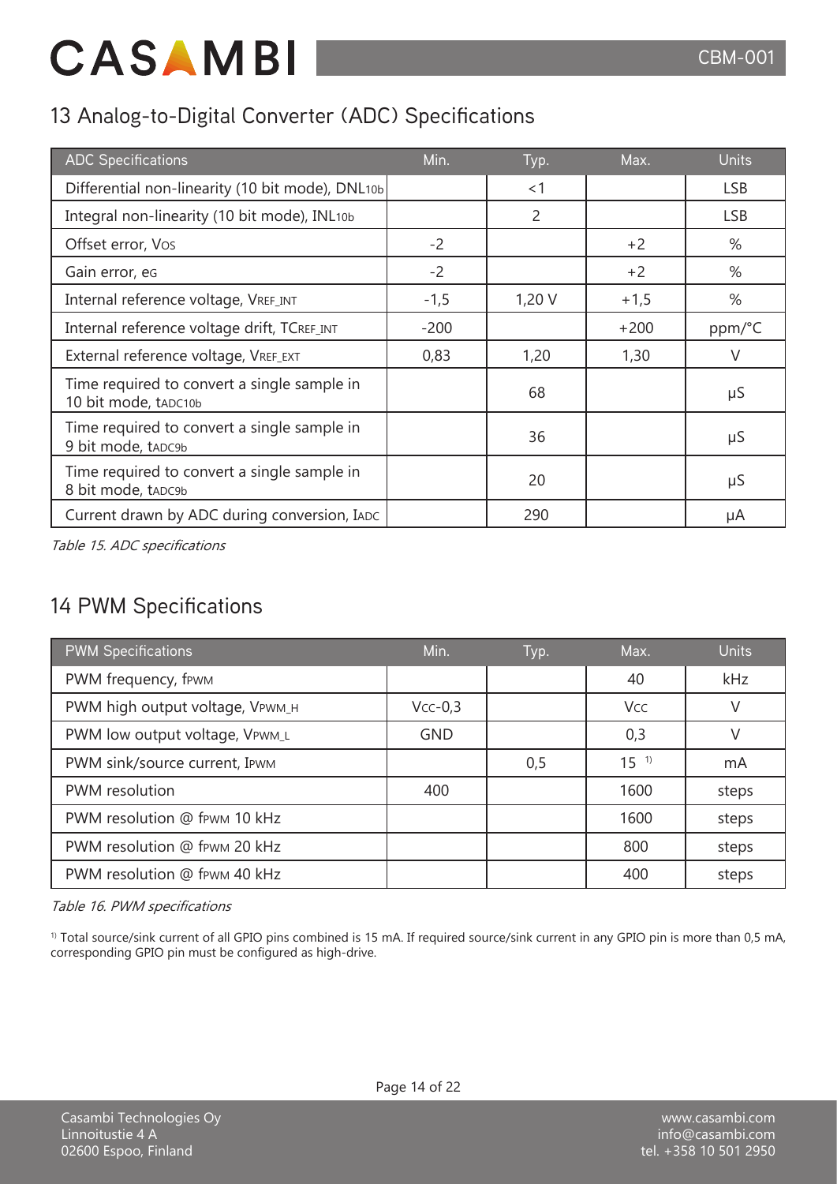## 13 Analog-to-Digital Converter (ADC) Specifications

| ADC Specifications | Min. | Typ. | Max. | Units |
|---|---|---|---|---|
| Differential non-linearity (10 bit mode), $DNL_{10b}$ | | <1 | | LSB |
| Integral non-linearity (10 bit mode), $INL_{10b}$ | | 2 | | LSB |
| Offset error, $V_{OS}$ | -2 | | +2 | % |
| Gain error, $e_G$ | -2 | | +2 | % |
| Internal reference voltage, $V_{REF\_INT}$ | -1,5 | 1,20 V | +1,5 | % |
| Internal reference voltage drift, $TC_{REF\_INT}$ | -200 | | +200 | ppm/°C |
| External reference voltage, $V_{REF\_EXT}$ | 0,83 | 1,20 | 1,30 | V |
| Time required to convert a single sample in 10 bit mode, $t_{ADC10b}$ | | 68 | | µS |
| Time required to convert a single sample in 9 bit mode, $t_{ADC9b}$ | | 36 | | µS |
| Time required to convert a single sample in 8 bit mode, $t_{ADC9b}$ | | 20 | | µS |
| Current drawn by ADC during conversion, $I_{ADC}$ | | 290 | | µA |

*Table 15. ADC specifications*

## 14 PWM Specifications

| PWM Specifications | Min. | Typ. | Max. | Units |
|---|---|---|---|---|
| PWM frequency, $f_{PWM}$ | | | 40 | kHz |
| PWM high output voltage, $V_{PWM\_H}$ | $V_{CC}$-0,3 | | $V_{CC}$ | V |
| PWM low output voltage, $V_{PWM\_L}$ | GND | | 0,3 | V |
| PWM sink/source current, $I_{PWM}$ | | 0,5 | 15 [1)] | mA |
| PWM resolution | 400 | | 1600 | steps |
| PWM resolution @ $f_{PWM}$ 10 kHz | | | 1600 | steps |
| PWM resolution @ $f_{PWM}$ 20 kHz | | | 800 | steps |
| PWM resolution @ $f_{PWM}$ 40 kHz | | | 400 | steps |

*Table 16. PWM specifications*

[1)] Total source/sink current of all GPIO pins combined is 15 mA. If required source/sink current in any GPIO pin is more than 0,5 mA, corresponding GPIO pin must be configured as high-drive.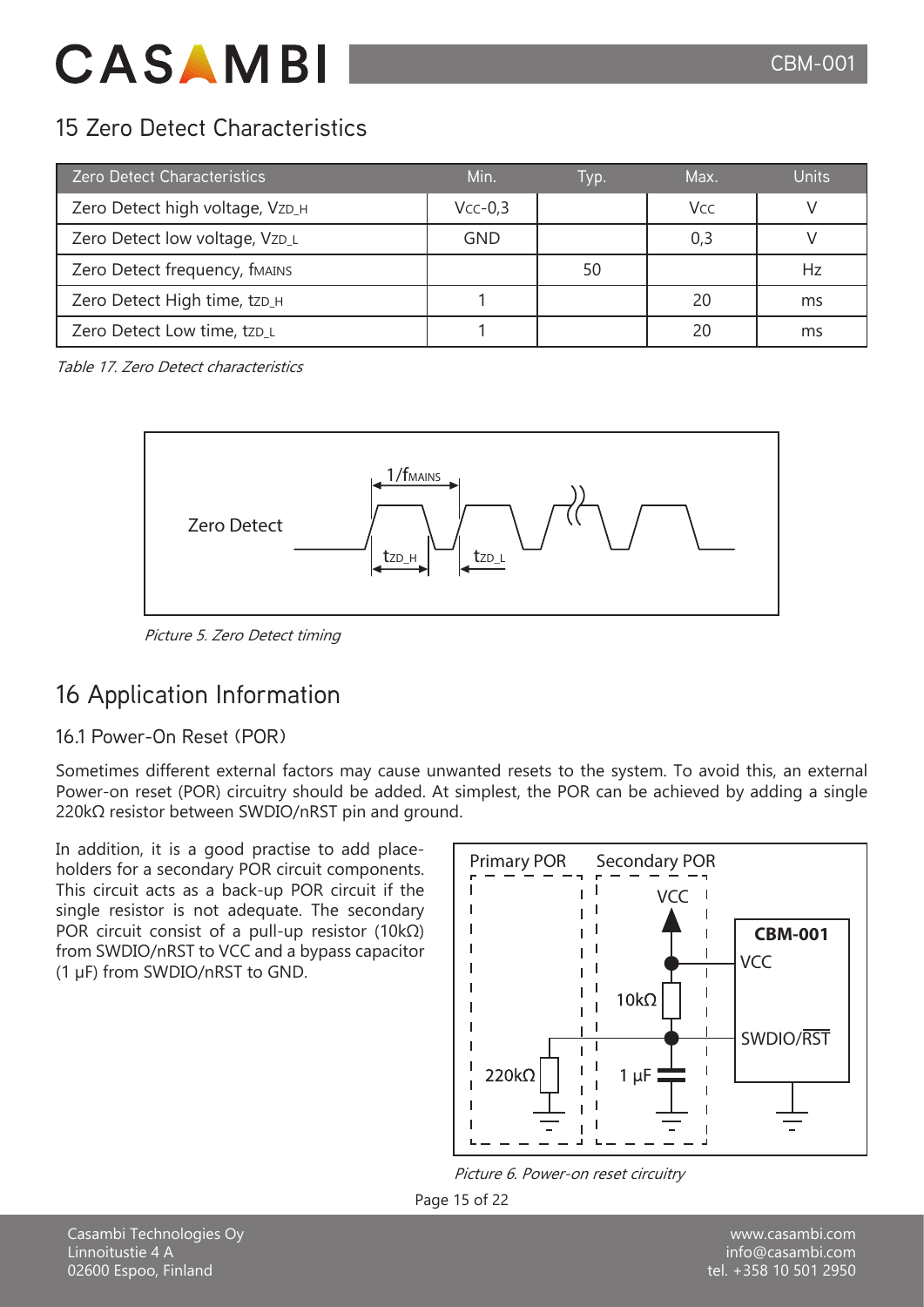## 15 Zero Detect Characteristics

| Zero Detect Characteristics | Min. | Typ. | Max. | Units |
|---|---|---|---|---|
| Zero Detect high voltage, $V_{ZD\_H}$ | $V_{CC}$-0,3 | | $V_{CC}$ | V |
| Zero Detect low voltage, $V_{ZD\_L}$ | GND | | 0,3 | V |
| Zero Detect frequency, $f_{MAINS}$ | | 50 | | Hz |
| Zero Detect High time, $t_{ZD\_H}$ | 1 | | 20 | ms |
| Zero Detect Low time, $t_{ZD\_L}$ | 1 | | 20 | ms |

*Table 17. Zero Detect characteristics*

*Picture 5. Zero Detect timing*

## 16 Application Information

### 16.1 Power-On Reset (POR)

Sometimes different external factors may cause unwanted resets to the system. To avoid this, an external Power-on reset (POR) circuitry should be added. At simplest, the POR can be achieved by adding a single 220kΩ resistor between SWDIO/nRST pin and ground.

In addition, it is a good practise to add placeholders for a secondary POR circuit components. This circuit acts as a back-up POR circuit if the single resistor is not adequate. The secondary POR circuit consist of a pull-up resistor (10kΩ) from SWDIO/nRST to VCC and a bypass capacitor (1 µF) from SWDIO/nRST to GND.

*Picture 6. Power-on reset circuitry*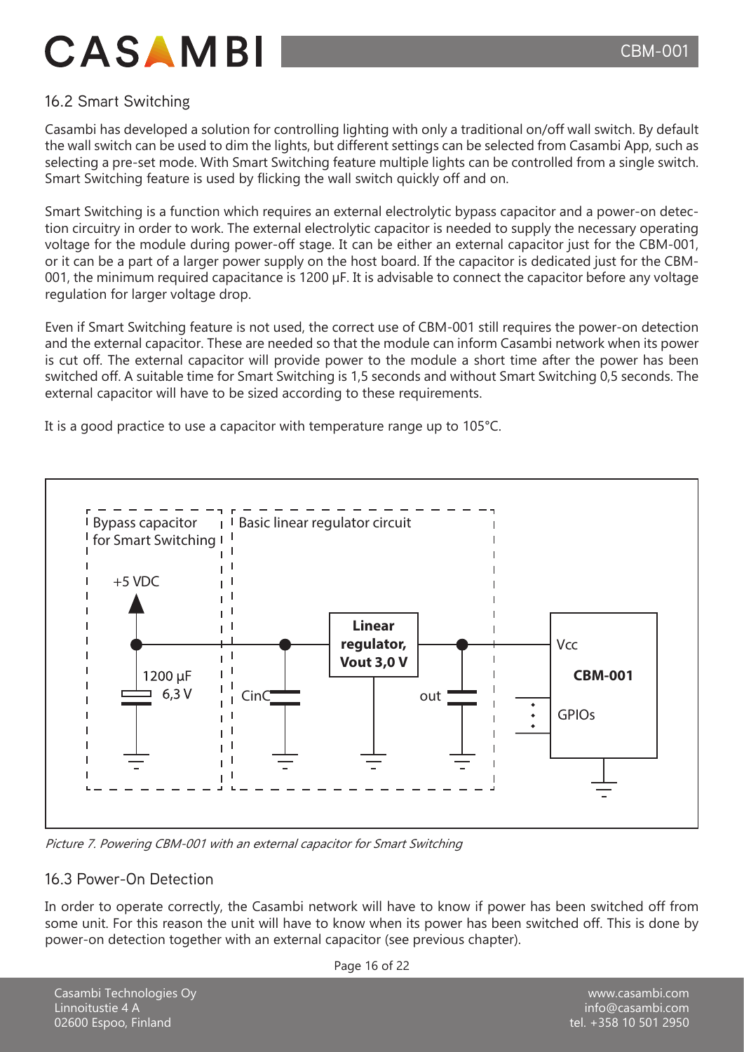## 16.2 Smart Switching

Casambi has developed a solution for controlling lighting with only a traditional on/off wall switch. By default the wall switch can be used to dim the lights, but different settings can be selected from Casambi App, such as selecting a pre-set mode. With Smart Switching feature multiple lights can be controlled from a single switch. Smart Switching feature is used by flicking the wall switch quickly off and on.

Smart Switching is a function which requires an external electrolytic bypass capacitor and a power-on detection circuitry in order to work. The external electrolytic capacitor is needed to supply the necessary operating voltage for the module during power-off stage. It can be either an external capacitor just for the CBM-001, or it can be a part of a larger power supply on the host board. If the capacitor is dedicated just for the CBM-001, the minimum required capacitance is 1200 µF. It is advisable to connect the capacitor before any voltage regulation for larger voltage drop.

Even if Smart Switching feature is not used, the correct use of CBM-001 still requires the power-on detection and the external capacitor. These are needed so that the module can inform Casambi network when its power is cut off. The external capacitor will provide power to the module a short time after the power has been switched off. A suitable time for Smart Switching is 1,5 seconds and without Smart Switching 0,5 seconds. The external capacitor will have to be sized according to these requirements.

It is a good practice to use a capacitor with temperature range up to 105°C.

*Picture 7. Powering CBM-001 with an external capacitor for Smart Switching*

## 16.3 Power-On Detection

In order to operate correctly, the Casambi network will have to know if power has been switched off from some unit. For this reason the unit will have to know when its power has been switched off. This is done by power-on detection together with an external capacitor (see previous chapter).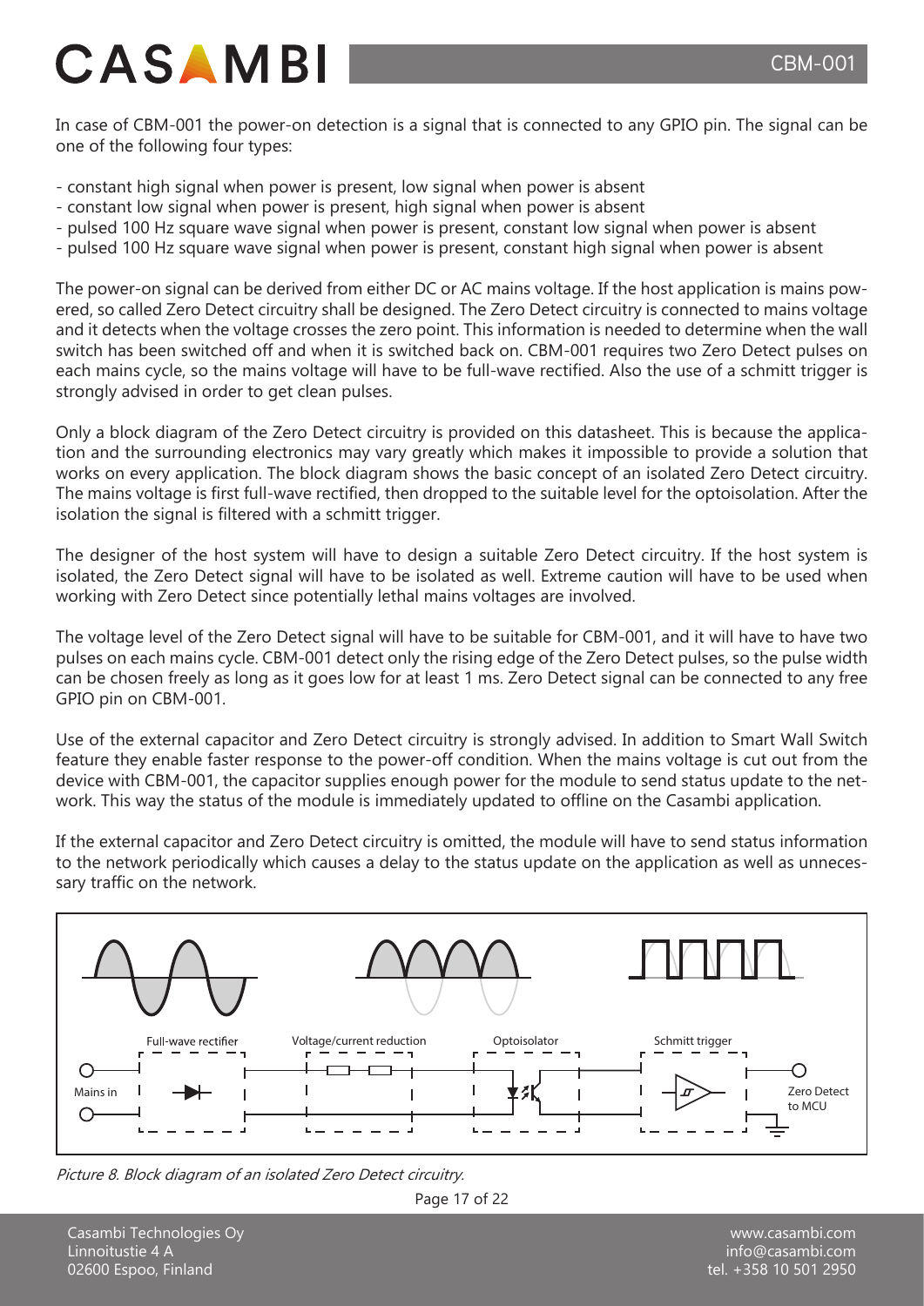In case of CBM-001 the power-on detection is a signal that is connected to any GPIO pin. The signal can be one of the following four types:

- constant high signal when power is present, low signal when power is absent
- constant low signal when power is present, high signal when power is absent
- pulsed 100 Hz square wave signal when power is present, constant low signal when power is absent
- pulsed 100 Hz square wave signal when power is present, constant high signal when power is absent

The power-on signal can be derived from either DC or AC mains voltage. If the host application is mains powered, so called Zero Detect circuitry shall be designed. The Zero Detect circuitry is connected to mains voltage and it detects when the voltage crosses the zero point. This information is needed to determine when the wall switch has been switched off and when it is switched back on. CBM-001 requires two Zero Detect pulses on each mains cycle, so the mains voltage will have to be full-wave rectified. Also the use of a schmitt trigger is strongly advised in order to get clean pulses.

Only a block diagram of the Zero Detect circuitry is provided on this datasheet. This is because the application and the surrounding electronics may vary greatly which makes it impossible to provide a solution that works on every application. The block diagram shows the basic concept of an isolated Zero Detect circuitry. The mains voltage is first full-wave rectified, then dropped to the suitable level for the optoisolation. After the isolation the signal is filtered with a schmitt trigger.

The designer of the host system will have to design a suitable Zero Detect circuitry. If the host system is isolated, the Zero Detect signal will have to be isolated as well. Extreme caution will have to be used when working with Zero Detect since potentially lethal mains voltages are involved.

The voltage level of the Zero Detect signal will have to be suitable for CBM-001, and it will have to have two pulses on each mains cycle. CBM-001 detect only the rising edge of the Zero Detect pulses, so the pulse width can be chosen freely as long as it goes low for at least 1 ms. Zero Detect signal can be connected to any free GPIO pin on CBM-001.

Use of the external capacitor and Zero Detect circuitry is strongly advised. In addition to Smart Wall Switch feature they enable faster response to the power-off condition. When the mains voltage is cut out from the device with CBM-001, the capacitor supplies enough power for the module to send status update to the network. This way the status of the module is immediately updated to offline on the Casambi application.

If the external capacitor and Zero Detect circuitry is omitted, the module will have to send status information to the network periodically which causes a delay to the status update on the application as well as unnecessary traffic on the network.

Mains in — Full-wave rectifier — Voltage/current reduction — Optoisolator — Schmitt trigger — Zero Detect to MCU

*Picture 8. Block diagram of an isolated Zero Detect circuitry.*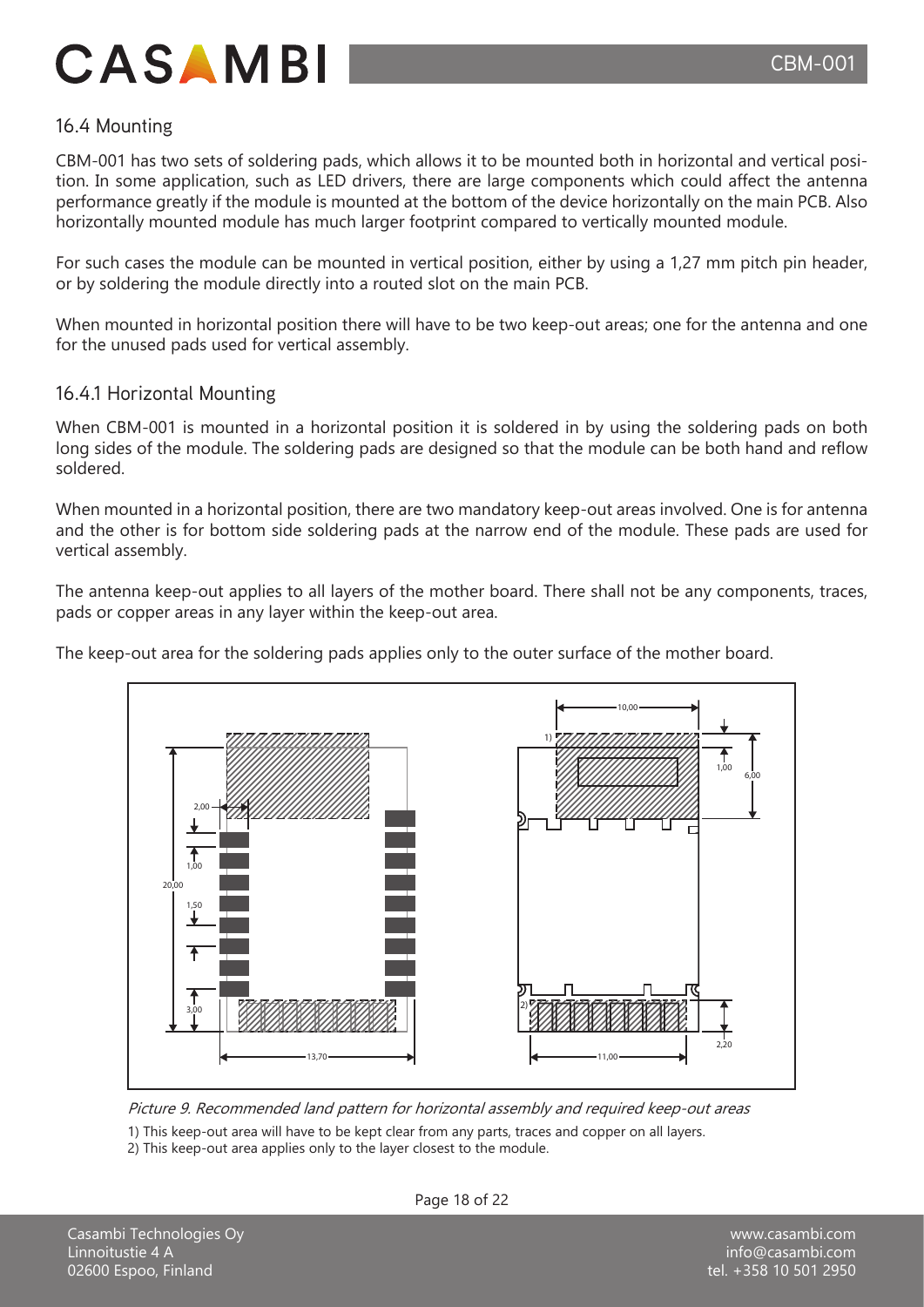## 16.4 Mounting

CBM-001 has two sets of soldering pads, which allows it to be mounted both in horizontal and vertical position. In some application, such as LED drivers, there are large components which could affect the antenna performance greatly if the module is mounted at the bottom of the device horizontally on the main PCB. Also horizontally mounted module has much larger footprint compared to vertically mounted module.

For such cases the module can be mounted in vertical position, either by using a 1,27 mm pitch pin header, or by soldering the module directly into a routed slot on the main PCB.

When mounted in horizontal position there will have to be two keep-out areas; one for the antenna and one for the unused pads used for vertical assembly.

### 16.4.1 Horizontal Mounting

When CBM-001 is mounted in a horizontal position it is soldered in by using the soldering pads on both long sides of the module. The soldering pads are designed so that the module can be both hand and reflow soldered.

When mounted in a horizontal position, there are two mandatory keep-out areas involved. One is for antenna and the other is for bottom side soldering pads at the narrow end of the module. These pads are used for vertical assembly.

The antenna keep-out applies to all layers of the mother board. There shall not be any components, traces, pads or copper areas in any layer within the keep-out area.

The keep-out area for the soldering pads applies only to the outer surface of the mother board.

*Picture 9. Recommended land pattern for horizontal assembly and required keep-out areas*

1) This keep-out area will have to be kept clear from any parts, traces and copper on all layers.
2) This keep-out area applies only to the layer closest to the module.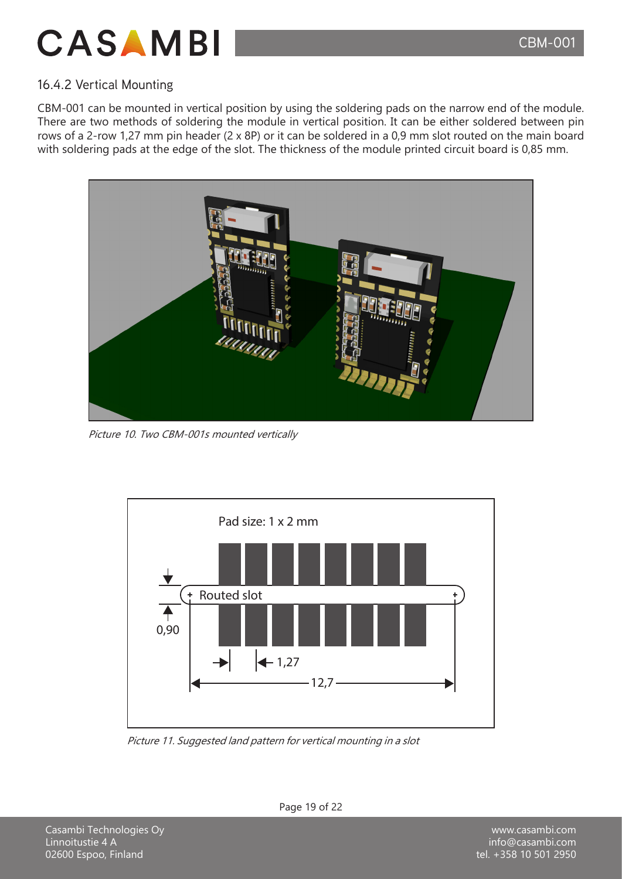### 16.4.2 Vertical Mounting

CBM-001 can be mounted in vertical position by using the soldering pads on the narrow end of the module. There are two methods of soldering the module in vertical position. It can be either soldered between pin rows of a 2-row 1,27 mm pin header (2 x 8P) or it can be soldered in a 0,9 mm slot routed on the main board with soldering pads at the edge of the slot. The thickness of the module printed circuit board is 0,85 mm.

*Picture 10. Two CBM-001s mounted vertically*

*Picture 11. Suggested land pattern for vertical mounting in a slot*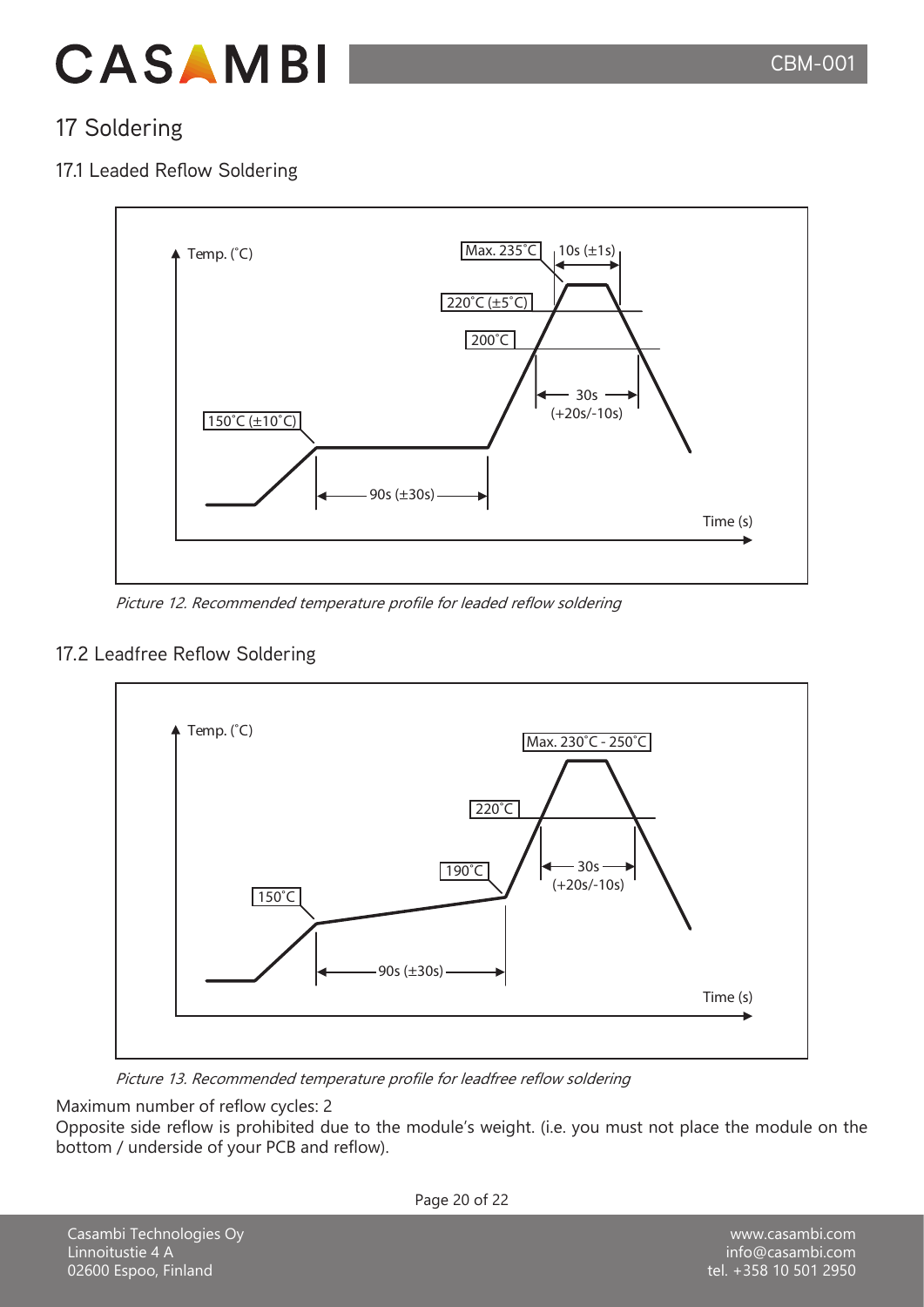## 17 Soldering

### 17.1 Leaded Reflow Soldering

*Picture 12. Recommended temperature profile for leaded reflow soldering*

### 17.2 Leadfree Reflow Soldering

*Picture 13. Recommended temperature profile for leadfree reflow soldering*

Maximum number of reflow cycles: 2

Opposite side reflow is prohibited due to the module's weight. (i.e. you must not place the module on the bottom / underside of your PCB and reflow).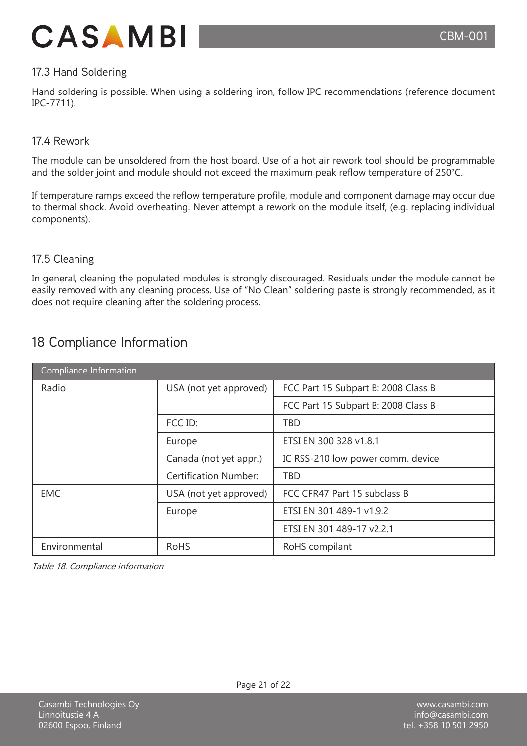### 17.3 Hand Soldering

Hand soldering is possible. When using a soldering iron, follow IPC recommendations (reference document IPC-7711).

### 17.4 Rework

The module can be unsoldered from the host board. Use of a hot air rework tool should be programmable and the solder joint and module should not exceed the maximum peak reflow temperature of 250°C.

If temperature ramps exceed the reflow temperature profile, module and component damage may occur due to thermal shock. Avoid overheating. Never attempt a rework on the module itself, (e.g. replacing individual components).

### 17.5 Cleaning

In general, cleaning the populated modules is strongly discouraged. Residuals under the module cannot be easily removed with any cleaning process. Use of "No Clean" soldering paste is strongly recommended, as it does not require cleaning after the soldering process.

## 18 Compliance Information

| Compliance Information | | |
|---|---|---|
| Radio | USA (not yet approved) | FCC Part 15 Subpart B: 2008 Class B |
| | | FCC Part 15 Subpart B: 2008 Class B |
| | FCC ID: | TBD |
| | Europe | ETSI EN 300 328 v1.8.1 |
| | Canada (not yet appr.) | IC RSS-210 low power comm. device |
| | Certification Number: | TBD |
| EMC | USA (not yet approved) | FCC CFR47 Part 15 subclass B |
| | Europe | ETSI EN 301 489-1 v1.9.2 |
| | | ETSI EN 301 489-17 v2.2.1 |
| Environmental | RoHS | RoHS compilant |

*Table 18. Compliance information*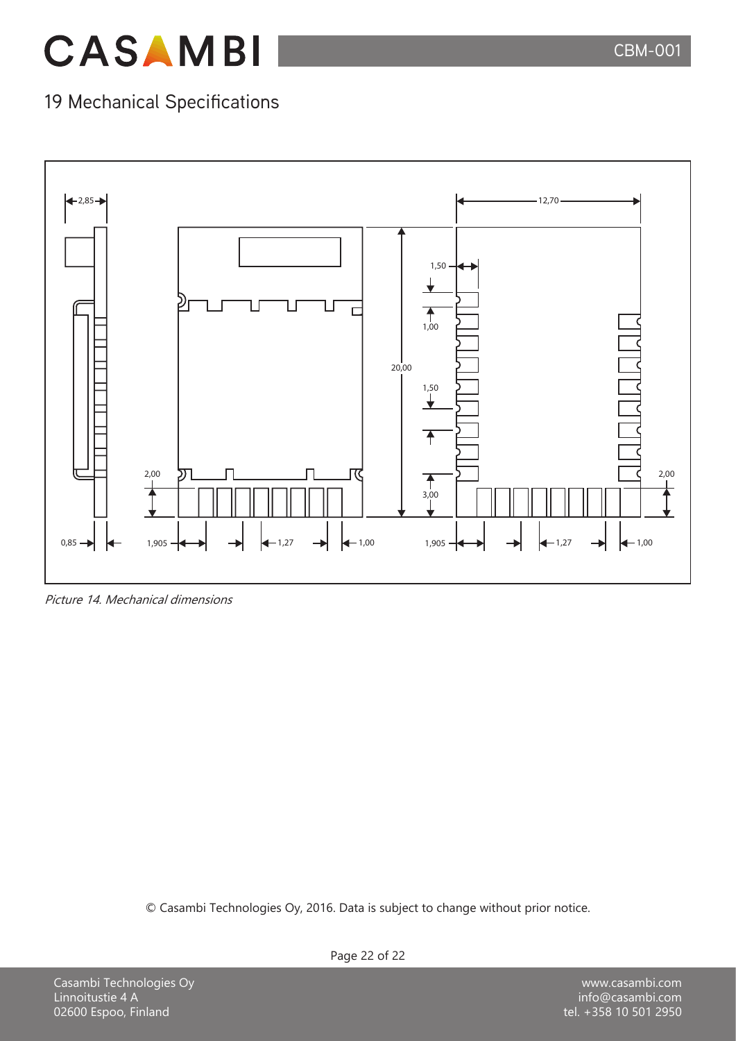# 19 Mechanical Specifications

2,85
12,70
1,50
1,00
20,00
1,50
2,00
3,00
2,00
0,85
1,905
1,27
1,00
1,905
1,27
1,00

*Picture 14. Mechanical dimensions*

© Casambi Technologies Oy, 2016. Data is subject to change without prior notice.